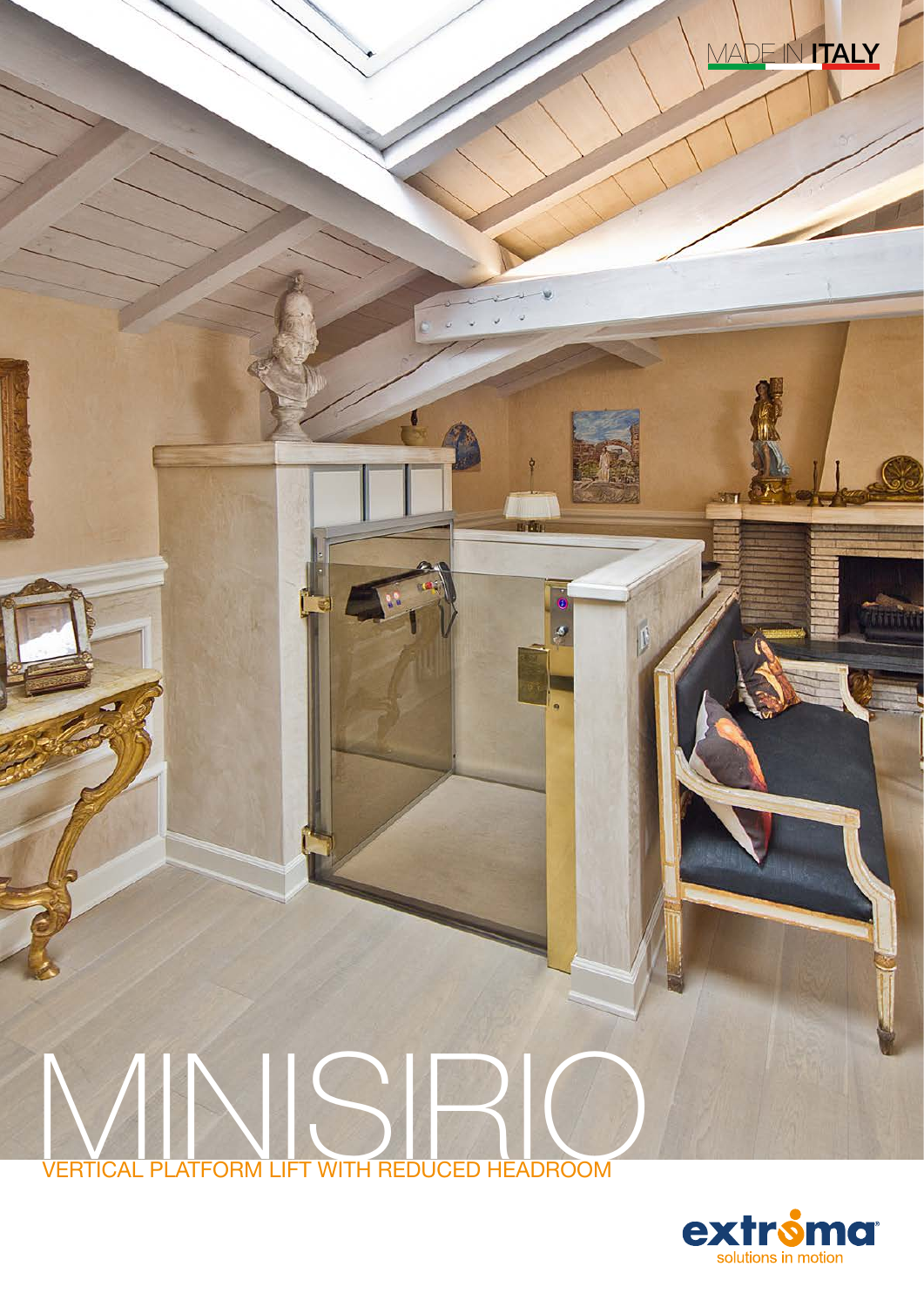MADE IN **ITALY**

# MINISIRIO

## VERTICAL PLATFORM LIFT WITH REDUCED HEADROOM

**extroma**
solutions in motion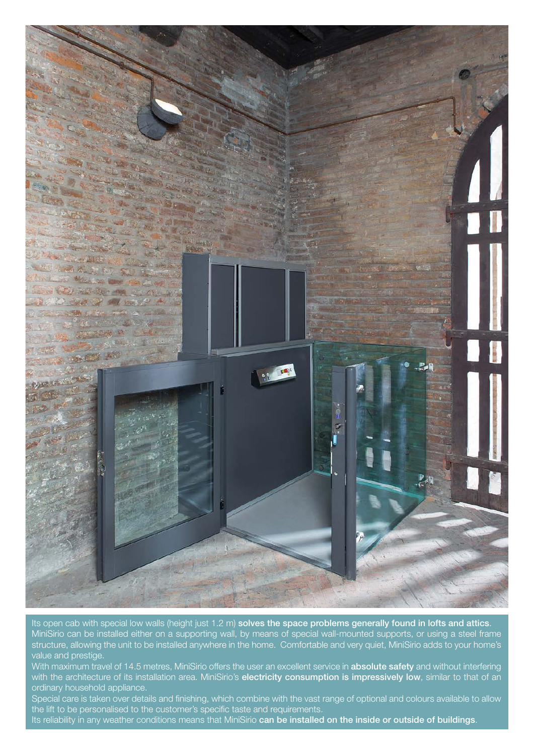Its open cab with special low walls (height just 1.2 m) **solves the space problems generally found in lofts and attics**. MiniSirio can be installed either on a supporting wall, by means of special wall-mounted supports, or using a steel frame structure, allowing the unit to be installed anywhere in the home. Comfortable and very quiet, MiniSirio adds to your home's value and prestige.

With maximum travel of 14.5 metres, MiniSirio offers the user an excellent service in **absolute safety** and without interfering with the architecture of its installation area. MiniSirio's **electricity consumption is impressively low**, similar to that of an ordinary household appliance.

Special care is taken over details and finishing, which combine with the vast range of optional and colours available to allow the lift to be personalised to the customer's specific taste and requirements.

Its reliability in any weather conditions means that MiniSirio **can be installed on the inside or outside of buildings**.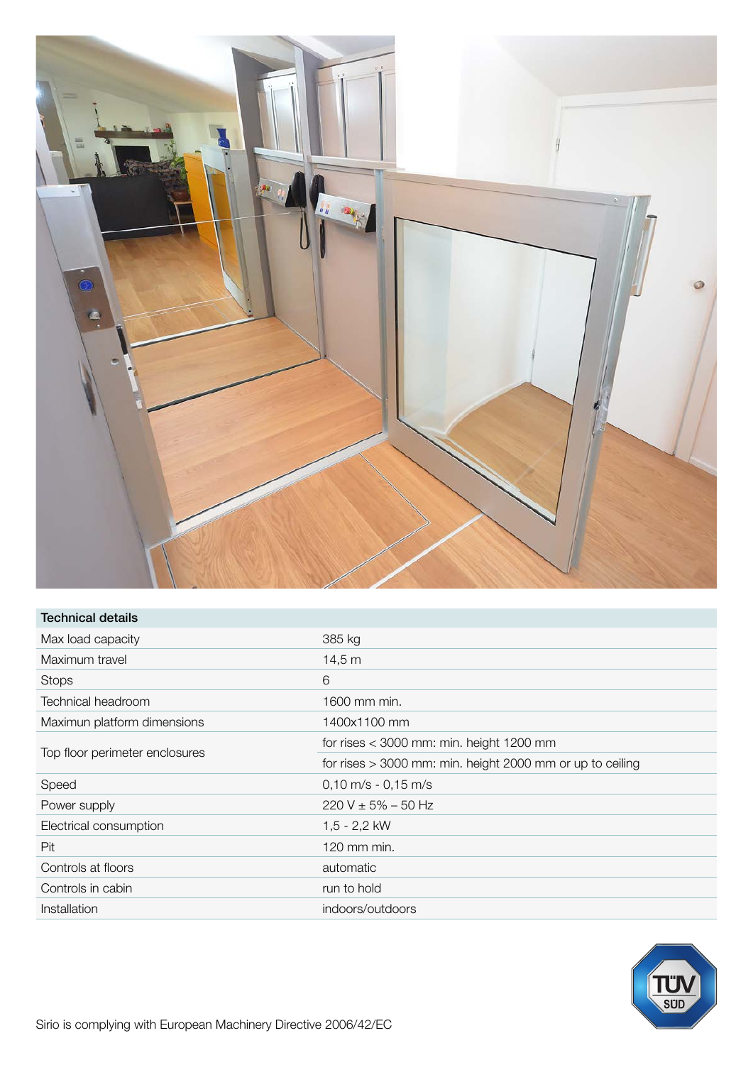| Technical details | |
|---|---|
| Max load capacity | 385 kg |
| Maximum travel | 14,5 m |
| Stops | 6 |
| Technical headroom | 1600 mm min. |
| Maximun platform dimensions | 1400x1100 mm |
| Top floor perimeter enclosures | for rises < 3000 mm: min. height 1200 mm |
| | for rises > 3000 mm: min. height 2000 mm or up to ceiling |
| Speed | 0,10 m/s - 0,15 m/s |
| Power supply | 220 V ± 5% – 50 Hz |
| Electrical consumption | 1,5 - 2,2 kW |
| Pit | 120 mm min. |
| Controls at floors | automatic |
| Controls in cabin | run to hold |
| Installation | indoors/outdoors |

Sirio is complying with European Machinery Directive 2006/42/EC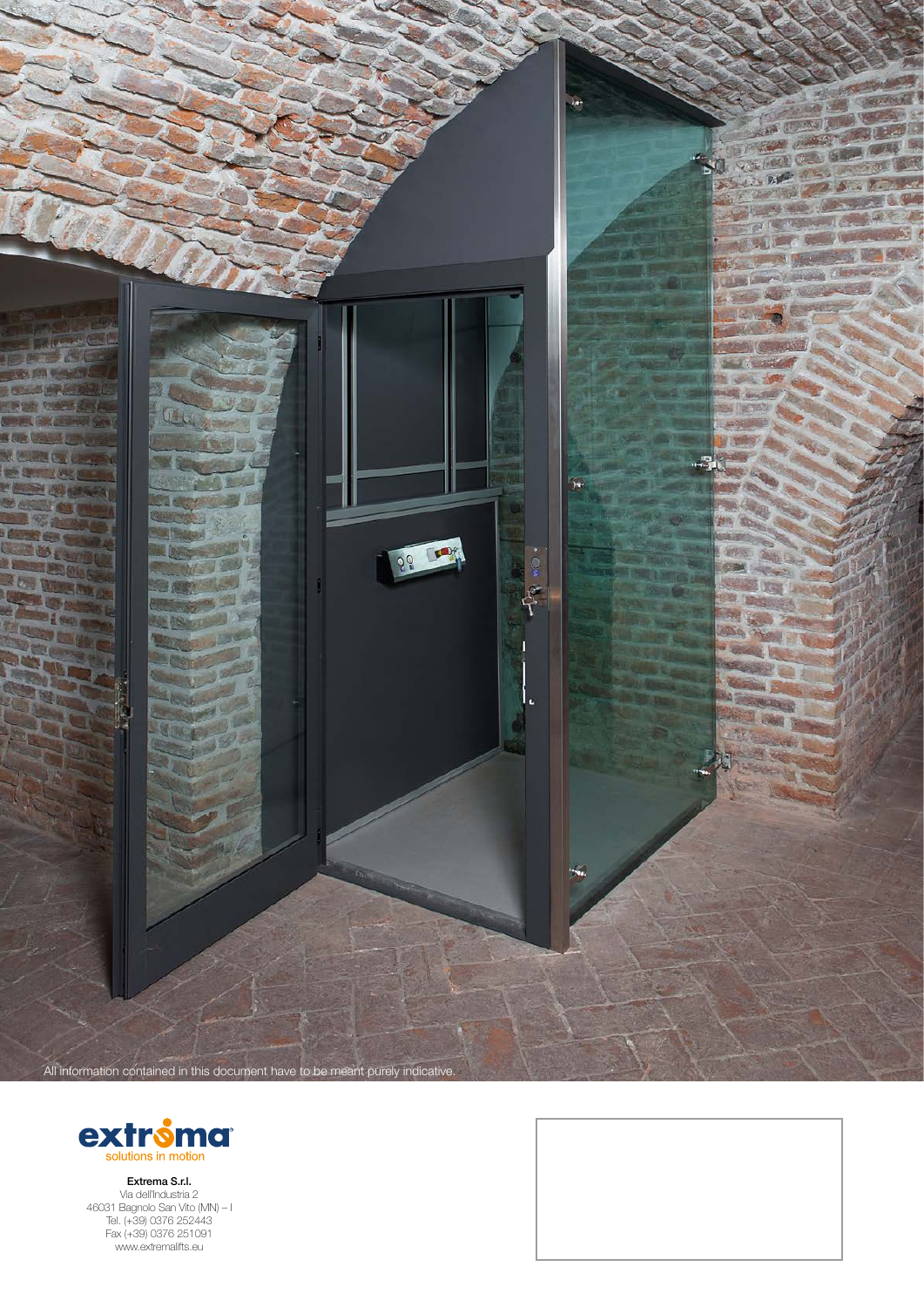All information contained in this document have to be meant purely indicative.

**Extrema S.r.l.**
Via dell'Industria 2
46031 Bagnolo San Vito (MN) – I
Tel. (+39) 0376 252443
Fax (+39) 0376 251091
www.extremalifts.eu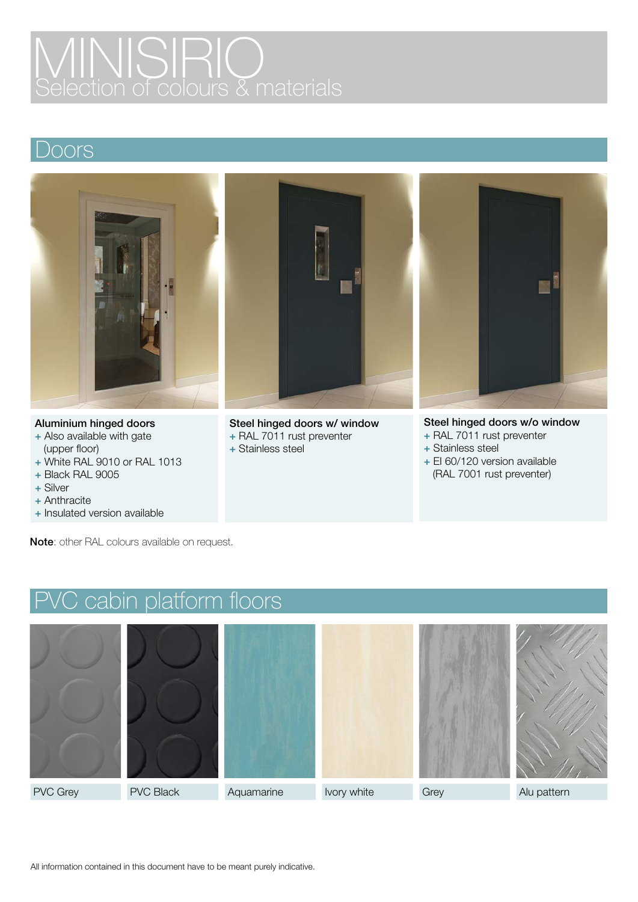# MINISIRIO

Selection of colours & materials

## Doors

**Aluminium hinged doors**

- + Also available with gate (upper floor)
- + White RAL 9010 or RAL 1013
- + Black RAL 9005
- + Silver
- + Anthracite
- + Insulated version available

**Steel hinged doors w/ window**

- + RAL 7011 rust preventer
- + Stainless steel

**Steel hinged doors w/o window**

- + RAL 7011 rust preventer
- + Stainless steel
- + EI 60/120 version available (RAL 7001 rust preventer)

**Note**: other RAL colours available on request.

## PVC cabin platform floors

PVC Grey

PVC Black

Aquamarine

Ivory white

Grey

Alu pattern

All information contained in this document have to be meant purely indicative.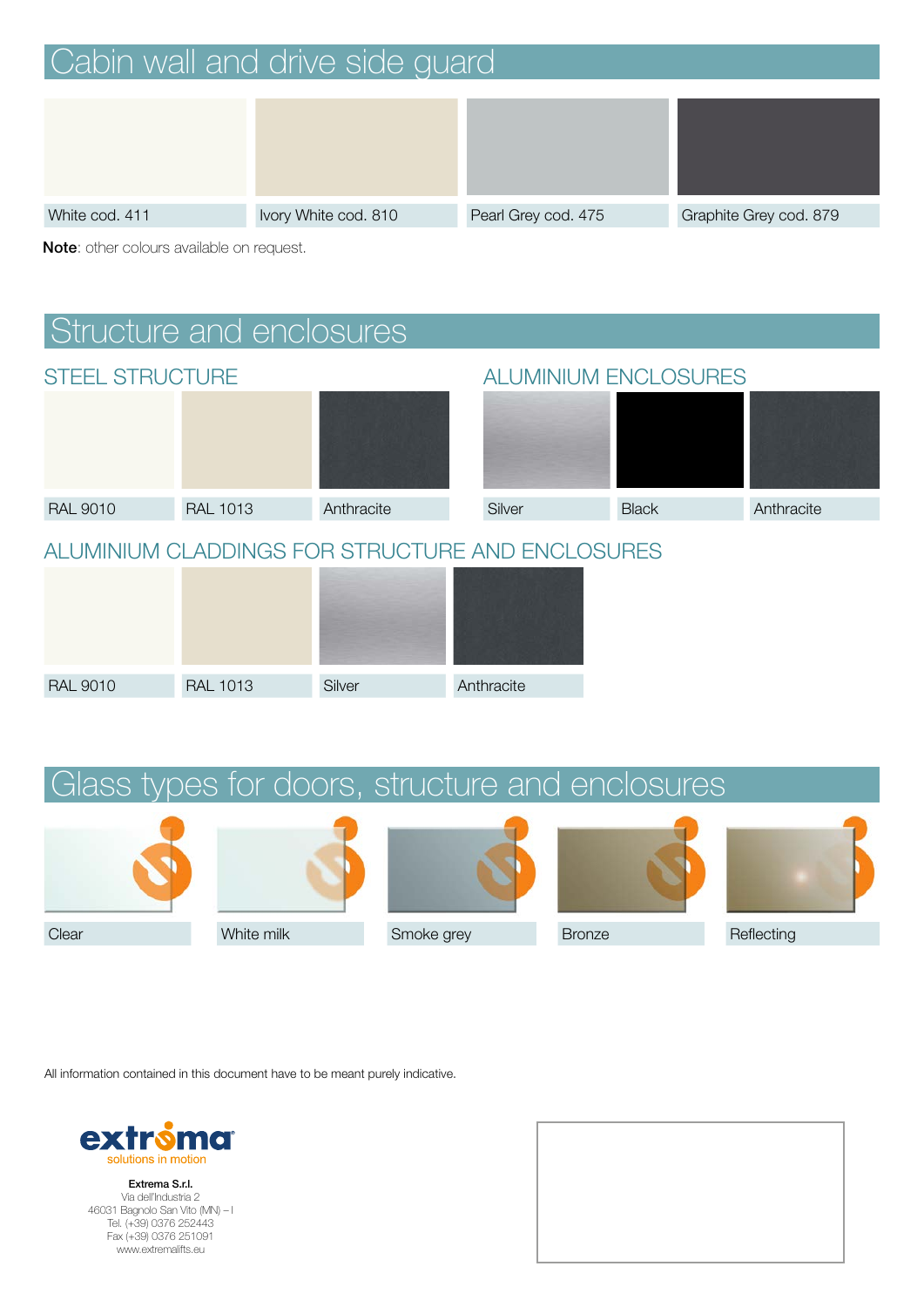## Cabin wall and drive side guard

White cod. 411

Ivory White cod. 810

Pearl Grey cod. 475

Graphite Grey cod. 879

**Note**: other colours available on request.

## Structure and enclosures

### STEEL STRUCTURE

RAL 9010

RAL 1013

Anthracite

### ALUMINIUM ENCLOSURES

Silver

Black

Anthracite

### ALUMINIUM CLADDINGS FOR STRUCTURE AND ENCLOSURES

RAL 9010

RAL 1013

Silver

Anthracite

## Glass types for doors, structure and enclosures

Clear

White milk

Smoke grey

Bronze

Reflecting

All information contained in this document have to be meant purely indicative.

extrema
solutions in motion

**Extrema S.r.l.**
Via dell'Industria 2
46031 Bagnolo San Vito (MN) – I
Tel. (+39) 0376 252443
Fax (+39) 0376 251091
www.extremalifts.eu